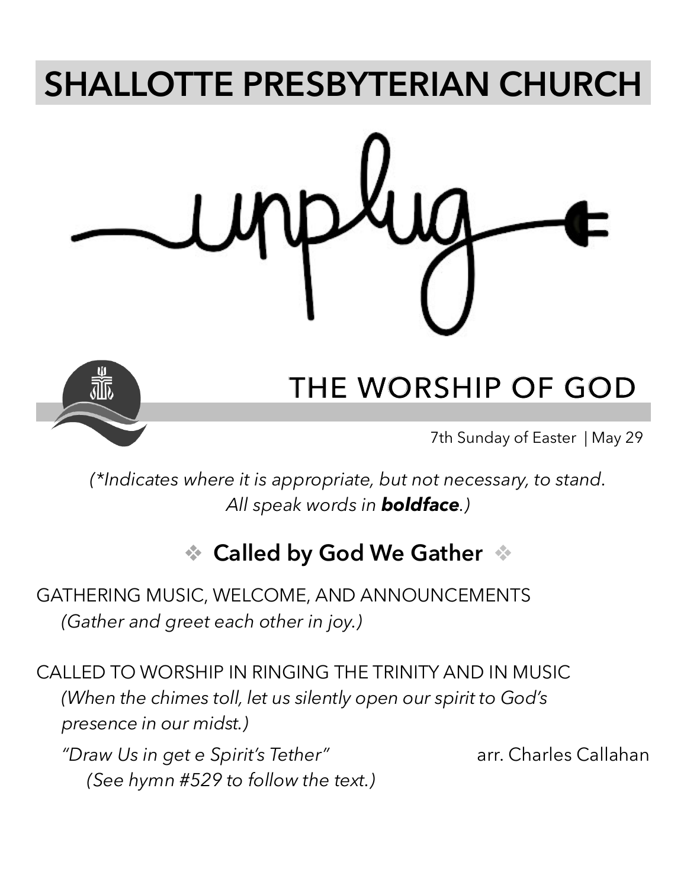# SHALLOTTE PRESBYTERIAN CHURCH

unplug

## THE WORSHIP OF GOD

7th Sunday of Easter | May 29

*(\*Indicates where it is appropriate, but not necessary, to stand. All speak words in* ***boldface****.)*

### ❖ Called by God We Gather ❖

GATHERING MUSIC, WELCOME, AND ANNOUNCEMENTS
*(Gather and greet each other in joy.)*

CALLED TO WORSHIP IN RINGING THE TRINITY AND IN MUSIC
*(When the chimes toll, let us silently open our spirit to God's presence in our midst.)*

*"Draw Us in get e Spirit's Tether"* arr. Charles Callahan
*(See hymn #529 to follow the text.)*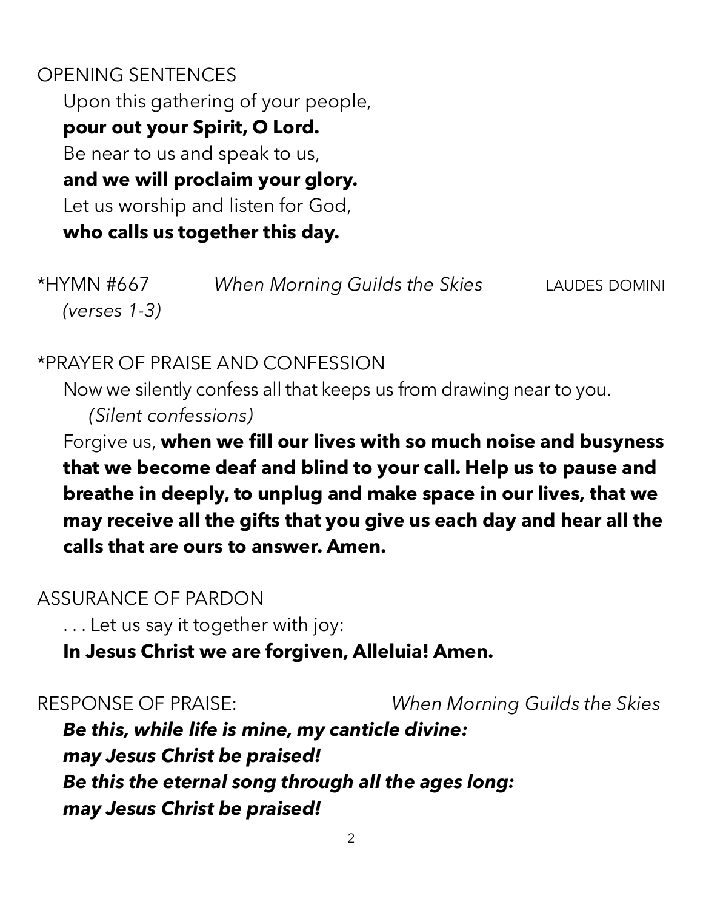OPENING SENTENCES

Upon this gathering of your people,
**pour out your Spirit, O Lord.**
Be near to us and speak to us,
**and we will proclaim your glory.**
Let us worship and listen for God,
**who calls us together this day.**

*HYMN #667 *When Morning Guilds the Skies* LAUDES DOMINI
*(verses 1-3)*

*PRAYER OF PRAISE AND CONFESSION

Now we silently confess all that keeps us from drawing near to you.
*(Silent confessions)*
Forgive us, **when we fill our lives with so much noise and busyness that we become deaf and blind to your call. Help us to pause and breathe in deeply, to unplug and make space in our lives, that we may receive all the gifts that you give us each day and hear all the calls that are ours to answer. Amen.**

ASSURANCE OF PARDON

. . . Let us say it together with joy:
**In Jesus Christ we are forgiven, Alleluia! Amen.**

RESPONSE OF PRAISE: *When Morning Guilds the Skies*

***Be this, while life is mine, my canticle divine:***
***may Jesus Christ be praised!***
***Be this the eternal song through all the ages long:***
***may Jesus Christ be praised!***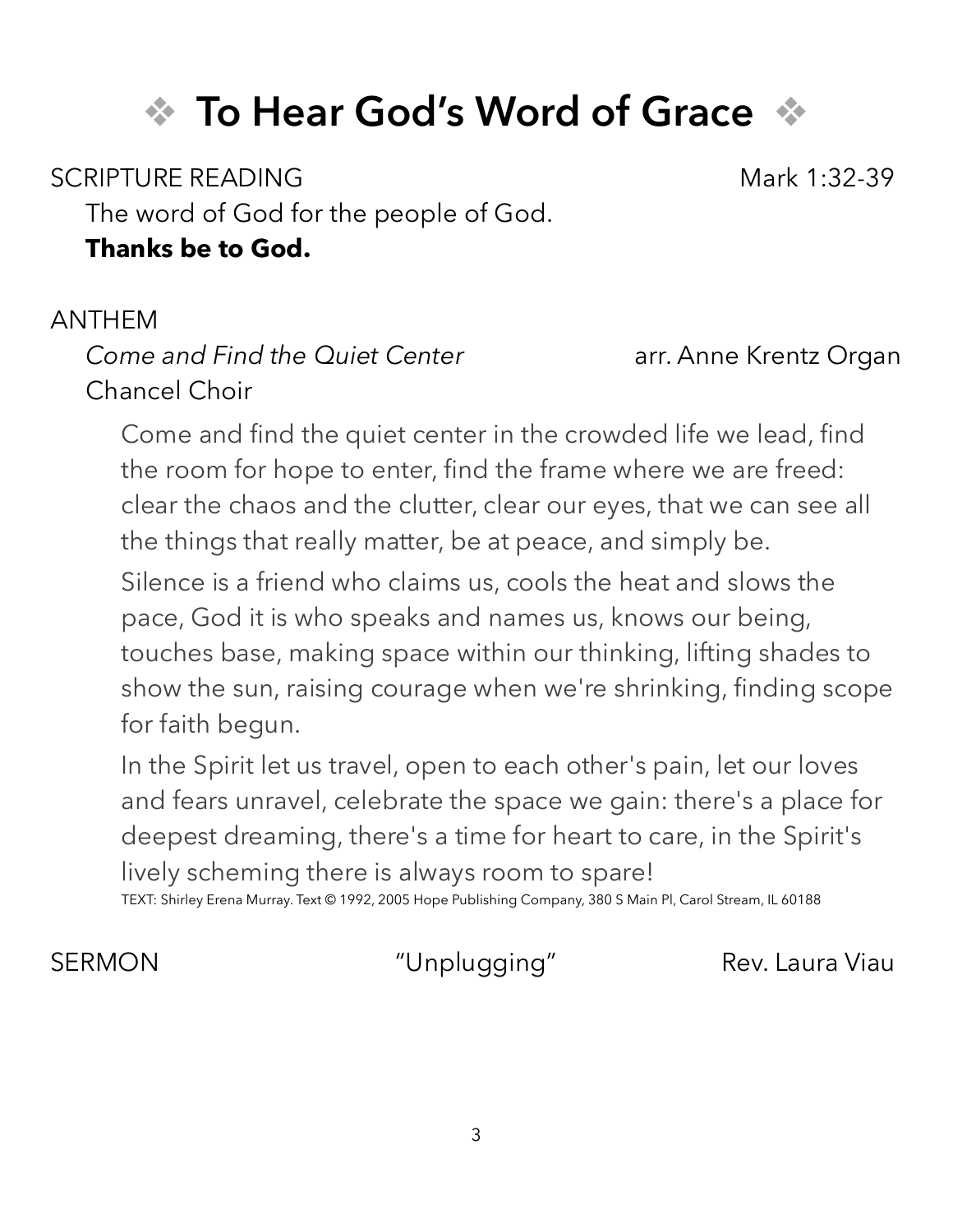# ❖ To Hear God's Word of Grace ❖

SCRIPTURE READING Mark 1:32-39

The word of God for the people of God.

**Thanks be to God.**

ANTHEM

*Come and Find the Quiet Center* arr. Anne Krentz Organ

Chancel Choir

Come and find the quiet center in the crowded life we lead, find the room for hope to enter, find the frame where we are freed: clear the chaos and the clutter, clear our eyes, that we can see all the things that really matter, be at peace, and simply be.

Silence is a friend who claims us, cools the heat and slows the pace, God it is who speaks and names us, knows our being, touches base, making space within our thinking, lifting shades to show the sun, raising courage when we're shrinking, finding scope for faith begun.

In the Spirit let us travel, open to each other's pain, let our loves and fears unravel, celebrate the space we gain: there's a place for deepest dreaming, there's a time for heart to care, in the Spirit's lively scheming there is always room to spare!

TEXT: Shirley Erena Murray. Text © 1992, 2005 Hope Publishing Company, 380 S Main Pl, Carol Stream, IL 60188

SERMON "Unplugging" Rev. Laura Viau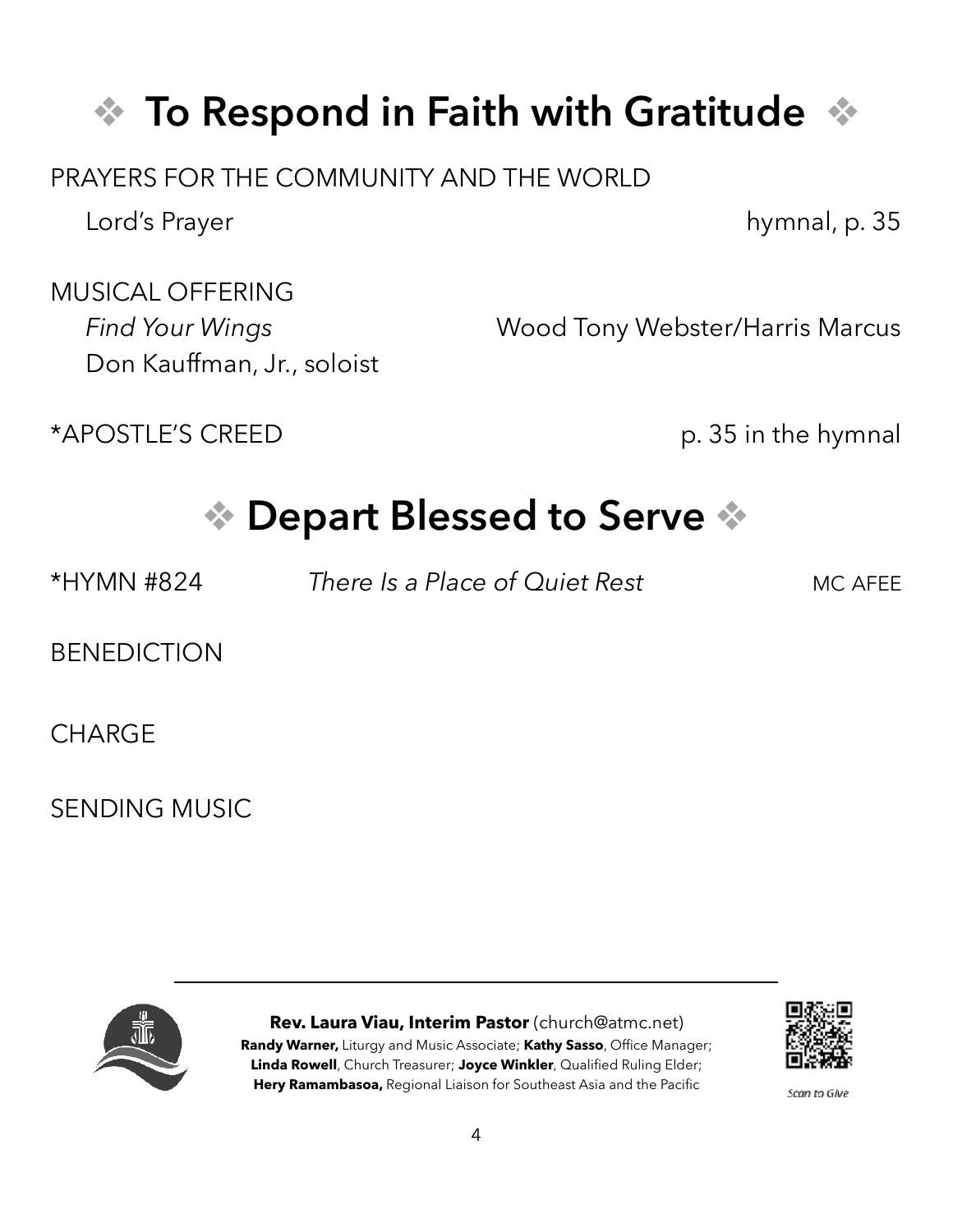# ❖ To Respond in Faith with Gratitude ❖

PRAYERS FOR THE COMMUNITY AND THE WORLD

Lord's Prayer hymnal, p. 35

MUSICAL OFFERING

*Find Your Wings* Wood Tony Webster/Harris Marcus

Don Kauffman, Jr., soloist

*APOSTLE'S CREED p. 35 in the hymnal

# ❖ Depart Blessed to Serve ❖

*HYMN #824 *There Is a Place of Quiet Rest* MC AFEE

BENEDICTION

CHARGE

SENDING MUSIC

---

**Rev. Laura Viau, Interim Pastor** (church@atmc.net)
**Randy Warner,** Liturgy and Music Associate; **Kathy Sasso**, Office Manager; **Linda Rowell**, Church Treasurer; **Joyce Winkler**, Qualified Ruling Elder; **Hery Ramambasoa,** Regional Liaison for Southeast Asia and the Pacific

Scan to Give